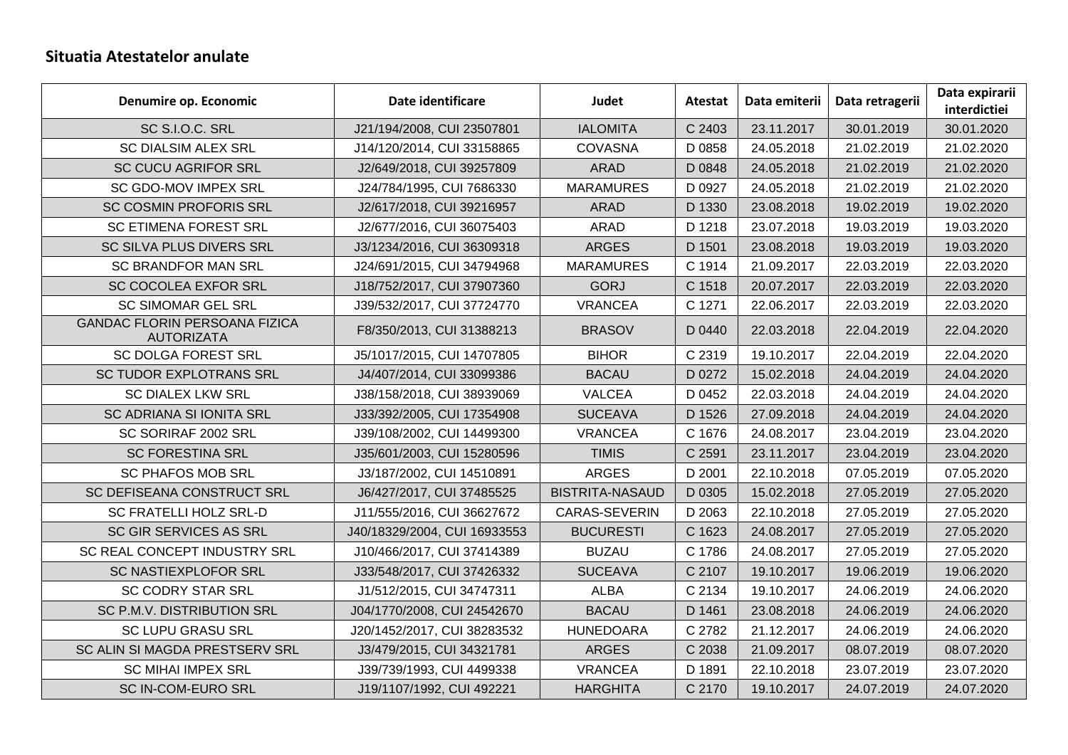## Situatia Atestatelor anulate

| Denumire op. Economic | Date identificare | Judet | Atestat | Data emiterii | Data retragerii | Data expirarii interdictiei |
|---|---|---|---|---|---|---|
| SC S.I.O.C. SRL | J21/194/2008, CUI 23507801 | IALOMITA | C 2403 | 23.11.2017 | 30.01.2019 | 30.01.2020 |
| SC DIALSIM ALEX SRL | J14/120/2014, CUI 33158865 | COVASNA | D 0858 | 24.05.2018 | 21.02.2019 | 21.02.2020 |
| SC CUCU AGRIFOR SRL | J2/649/2018, CUI 39257809 | ARAD | D 0848 | 24.05.2018 | 21.02.2019 | 21.02.2020 |
| SC GDO-MOV IMPEX SRL | J24/784/1995, CUI 7686330 | MARAMURES | D 0927 | 24.05.2018 | 21.02.2019 | 21.02.2020 |
| SC COSMIN PROFORIS SRL | J2/617/2018, CUI 39216957 | ARAD | D 1330 | 23.08.2018 | 19.02.2019 | 19.02.2020 |
| SC ETIMENA FOREST SRL | J2/677/2016, CUI 36075403 | ARAD | D 1218 | 23.07.2018 | 19.03.2019 | 19.03.2020 |
| SC SILVA PLUS DIVERS SRL | J3/1234/2016, CUI 36309318 | ARGES | D 1501 | 23.08.2018 | 19.03.2019 | 19.03.2020 |
| SC BRANDFOR MAN SRL | J24/691/2015, CUI 34794968 | MARAMURES | C 1914 | 21.09.2017 | 22.03.2019 | 22.03.2020 |
| SC COCOLEA EXFOR SRL | J18/752/2017, CUI 37907360 | GORJ | C 1518 | 20.07.2017 | 22.03.2019 | 22.03.2020 |
| SC SIMOMAR GEL SRL | J39/532/2017, CUI 37724770 | VRANCEA | C 1271 | 22.06.2017 | 22.03.2019 | 22.03.2020 |
| GANDAC FLORIN PERSOANA FIZICA AUTORIZATA | F8/350/2013, CUI 31388213 | BRASOV | D 0440 | 22.03.2018 | 22.04.2019 | 22.04.2020 |
| SC DOLGA FOREST SRL | J5/1017/2015, CUI 14707805 | BIHOR | C 2319 | 19.10.2017 | 22.04.2019 | 22.04.2020 |
| SC TUDOR EXPLOTRANS SRL | J4/407/2014, CUI 33099386 | BACAU | D 0272 | 15.02.2018 | 24.04.2019 | 24.04.2020 |
| SC DIALEX LKW SRL | J38/158/2018, CUI 38939069 | VALCEA | D 0452 | 22.03.2018 | 24.04.2019 | 24.04.2020 |
| SC ADRIANA SI IONITA SRL | J33/392/2005, CUI 17354908 | SUCEAVA | D 1526 | 27.09.2018 | 24.04.2019 | 24.04.2020 |
| SC SORIRAF 2002 SRL | J39/108/2002, CUI 14499300 | VRANCEA | C 1676 | 24.08.2017 | 23.04.2019 | 23.04.2020 |
| SC FORESTINA SRL | J35/601/2003, CUI 15280596 | TIMIS | C 2591 | 23.11.2017 | 23.04.2019 | 23.04.2020 |
| SC PHAFOS MOB SRL | J3/187/2002, CUI 14510891 | ARGES | D 2001 | 22.10.2018 | 07.05.2019 | 07.05.2020 |
| SC DEFISEANA CONSTRUCT SRL | J6/427/2017, CUI 37485525 | BISTRITA-NASAUD | D 0305 | 15.02.2018 | 27.05.2019 | 27.05.2020 |
| SC FRATELLI HOLZ SRL-D | J11/555/2016, CUI 36627672 | CARAS-SEVERIN | D 2063 | 22.10.2018 | 27.05.2019 | 27.05.2020 |
| SC GIR SERVICES AS SRL | J40/18329/2004, CUI 16933553 | BUCURESTI | C 1623 | 24.08.2017 | 27.05.2019 | 27.05.2020 |
| SC REAL CONCEPT INDUSTRY SRL | J10/466/2017, CUI 37414389 | BUZAU | C 1786 | 24.08.2017 | 27.05.2019 | 27.05.2020 |
| SC NASTIEXPLOFOR SRL | J33/548/2017, CUI 37426332 | SUCEAVA | C 2107 | 19.10.2017 | 19.06.2019 | 19.06.2020 |
| SC CODRY STAR SRL | J1/512/2015, CUI 34747311 | ALBA | C 2134 | 19.10.2017 | 24.06.2019 | 24.06.2020 |
| SC P.M.V. DISTRIBUTION SRL | J04/1770/2008, CUI 24542670 | BACAU | D 1461 | 23.08.2018 | 24.06.2019 | 24.06.2020 |
| SC LUPU GRASU SRL | J20/1452/2017, CUI 38283532 | HUNEDOARA | C 2782 | 21.12.2017 | 24.06.2019 | 24.06.2020 |
| SC ALIN SI MAGDA PRESTSERV SRL | J3/479/2015, CUI 34321781 | ARGES | C 2038 | 21.09.2017 | 08.07.2019 | 08.07.2020 |
| SC MIHAI IMPEX SRL | J39/739/1993, CUI 4499338 | VRANCEA | D 1891 | 22.10.2018 | 23.07.2019 | 23.07.2020 |
| SC IN-COM-EURO SRL | J19/1107/1992, CUI 492221 | HARGHITA | C 2170 | 19.10.2017 | 24.07.2019 | 24.07.2020 |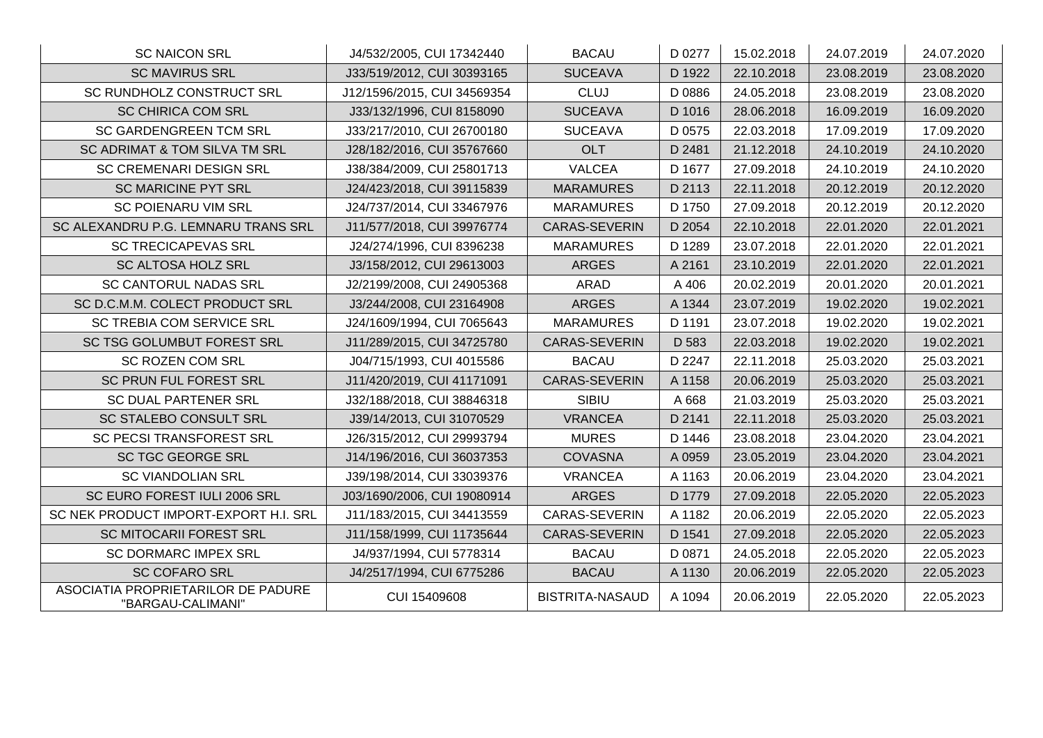| | | | | | | |
|---|---|---|---|---|---|---|
| SC NAICON SRL | J4/532/2005, CUI 17342440 | BACAU | D 0277 | 15.02.2018 | 24.07.2019 | 24.07.2020 |
| SC MAVIRUS SRL | J33/519/2012, CUI 30393165 | SUCEAVA | D 1922 | 22.10.2018 | 23.08.2019 | 23.08.2020 |
| SC RUNDHOLZ CONSTRUCT SRL | J12/1596/2015, CUI 34569354 | CLUJ | D 0886 | 24.05.2018 | 23.08.2019 | 23.08.2020 |
| SC CHIRICA COM SRL | J33/132/1996, CUI 8158090 | SUCEAVA | D 1016 | 28.06.2018 | 16.09.2019 | 16.09.2020 |
| SC GARDENGREEN TCM SRL | J33/217/2010, CUI 26700180 | SUCEAVA | D 0575 | 22.03.2018 | 17.09.2019 | 17.09.2020 |
| SC ADRIMAT & TOM SILVA TM SRL | J28/182/2016, CUI 35767660 | OLT | D 2481 | 21.12.2018 | 24.10.2019 | 24.10.2020 |
| SC CREMENARI DESIGN SRL | J38/384/2009, CUI 25801713 | VALCEA | D 1677 | 27.09.2018 | 24.10.2019 | 24.10.2020 |
| SC MARICINE PYT SRL | J24/423/2018, CUI 39115839 | MARAMURES | D 2113 | 22.11.2018 | 20.12.2019 | 20.12.2020 |
| SC POIENARU VIM SRL | J24/737/2014, CUI 33467976 | MARAMURES | D 1750 | 27.09.2018 | 20.12.2019 | 20.12.2020 |
| SC ALEXANDRU P.G. LEMNARU TRANS SRL | J11/577/2018, CUI 39976774 | CARAS-SEVERIN | D 2054 | 22.10.2018 | 22.01.2020 | 22.01.2021 |
| SC TRECICAPEVAS SRL | J24/274/1996, CUI 8396238 | MARAMURES | D 1289 | 23.07.2018 | 22.01.2020 | 22.01.2021 |
| SC ALTOSA HOLZ SRL | J3/158/2012, CUI 29613003 | ARGES | A 2161 | 23.10.2019 | 22.01.2020 | 22.01.2021 |
| SC CANTORUL NADAS SRL | J2/2199/2008, CUI 24905368 | ARAD | A 406 | 20.02.2019 | 20.01.2020 | 20.01.2021 |
| SC D.C.M.M. COLECT PRODUCT SRL | J3/244/2008, CUI 23164908 | ARGES | A 1344 | 23.07.2019 | 19.02.2020 | 19.02.2021 |
| SC TREBIA COM SERVICE SRL | J24/1609/1994, CUI 7065643 | MARAMURES | D 1191 | 23.07.2018 | 19.02.2020 | 19.02.2021 |
| SC TSG GOLUMBUT FOREST SRL | J11/289/2015, CUI 34725780 | CARAS-SEVERIN | D 583 | 22.03.2018 | 19.02.2020 | 19.02.2021 |
| SC ROZEN COM SRL | J04/715/1993, CUI 4015586 | BACAU | D 2247 | 22.11.2018 | 25.03.2020 | 25.03.2021 |
| SC PRUN FUL FOREST SRL | J11/420/2019, CUI 41171091 | CARAS-SEVERIN | A 1158 | 20.06.2019 | 25.03.2020 | 25.03.2021 |
| SC DUAL PARTENER SRL | J32/188/2018, CUI 38846318 | SIBIU | A 668 | 21.03.2019 | 25.03.2020 | 25.03.2021 |
| SC STALEBO CONSULT SRL | J39/14/2013, CUI 31070529 | VRANCEA | D 2141 | 22.11.2018 | 25.03.2020 | 25.03.2021 |
| SC PECSI TRANSFOREST SRL | J26/315/2012, CUI 29993794 | MURES | D 1446 | 23.08.2018 | 23.04.2020 | 23.04.2021 |
| SC TGC GEORGE SRL | J14/196/2016, CUI 36037353 | COVASNA | A 0959 | 23.05.2019 | 23.04.2020 | 23.04.2021 |
| SC VIANDOLIAN SRL | J39/198/2014, CUI 33039376 | VRANCEA | A 1163 | 20.06.2019 | 23.04.2020 | 23.04.2021 |
| SC EURO FOREST IULI 2006 SRL | J03/1690/2006, CUI 19080914 | ARGES | D 1779 | 27.09.2018 | 22.05.2020 | 22.05.2023 |
| SC NEK PRODUCT IMPORT-EXPORT H.I. SRL | J11/183/2015, CUI 34413559 | CARAS-SEVERIN | A 1182 | 20.06.2019 | 22.05.2020 | 22.05.2023 |
| SC MITOCARII FOREST SRL | J11/158/1999, CUI 11735644 | CARAS-SEVERIN | D 1541 | 27.09.2018 | 22.05.2020 | 22.05.2023 |
| SC DORMARC IMPEX SRL | J4/937/1994, CUI 5778314 | BACAU | D 0871 | 24.05.2018 | 22.05.2020 | 22.05.2023 |
| SC COFARO SRL | J4/2517/1994, CUI 6775286 | BACAU | A 1130 | 20.06.2019 | 22.05.2020 | 22.05.2023 |
| ASOCIATIA PROPRIETARILOR DE PADURE "BARGAU-CALIMANI" | CUI 15409608 | BISTRITA-NASAUD | A 1094 | 20.06.2019 | 22.05.2020 | 22.05.2023 |